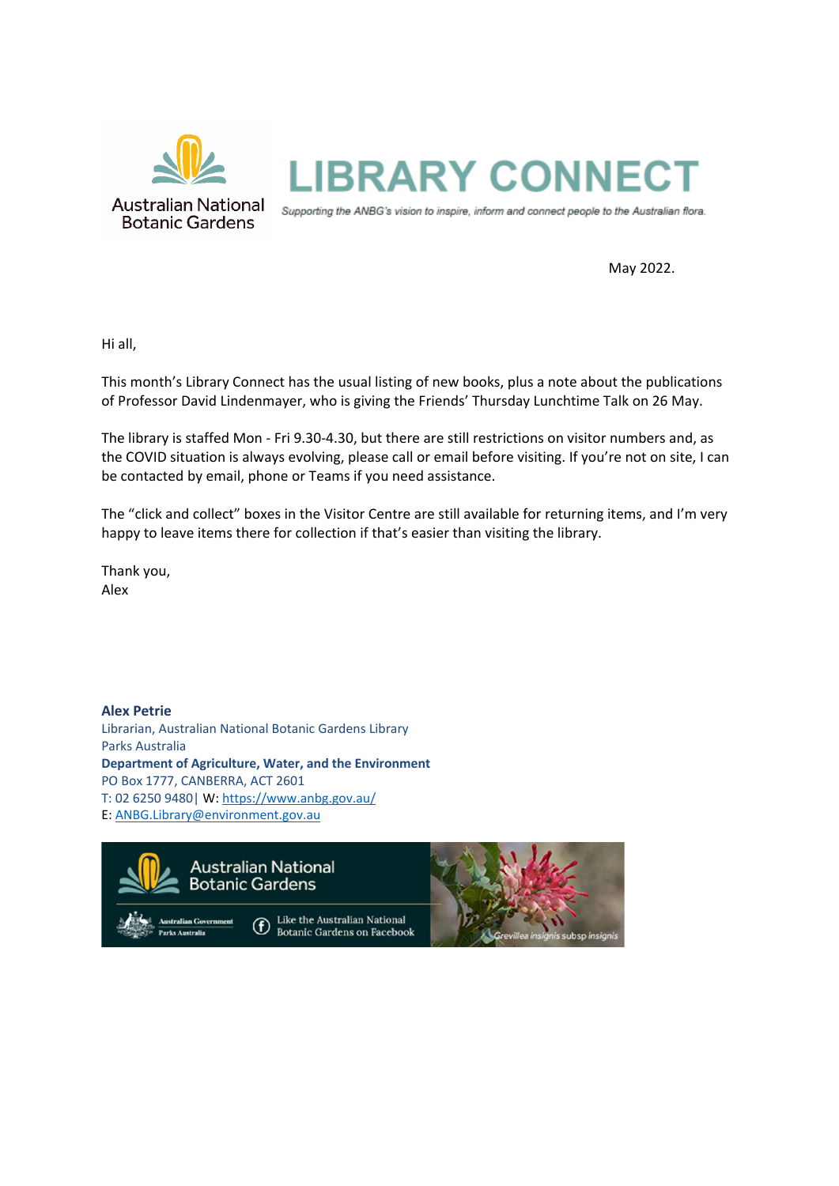Australian National Botanic Gardens

# LIBRARY CONNECT

*Supporting the ANBG's vision to inspire, inform and connect people to the Australian flora.*

May 2022.

Hi all,

This month's Library Connect has the usual listing of new books, plus a note about the publications of Professor David Lindenmayer, who is giving the Friends' Thursday Lunchtime Talk on 26 May.

The library is staffed Mon - Fri 9.30-4.30, but there are still restrictions on visitor numbers and, as the COVID situation is always evolving, please call or email before visiting. If you're not on site, I can be contacted by email, phone or Teams if you need assistance.

The "click and collect" boxes in the Visitor Centre are still available for returning items, and I'm very happy to leave items there for collection if that's easier than visiting the library.

Thank you,
Alex

**Alex Petrie**
Librarian, Australian National Botanic Gardens Library
Parks Australia
**Department of Agriculture, Water, and the Environment**
PO Box 1777, CANBERRA, ACT 2601
T: 02 6250 9480| W: https://www.anbg.gov.au/
E: ANBG.Library@environment.gov.au

Australian National Botanic Gardens
Australian Government Parks Australia
Like the Australian National Botanic Gardens on Facebook
*Grevillea insignis subsp insignis*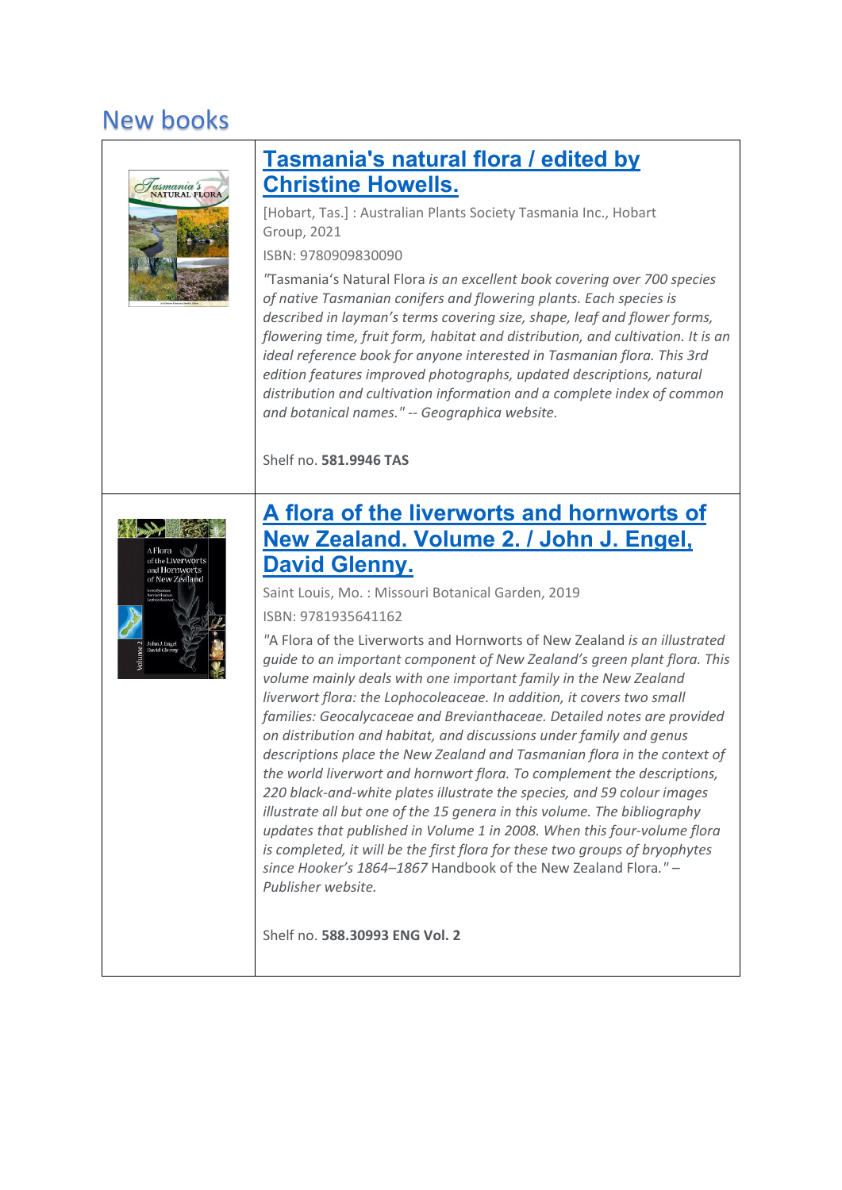# New books

## [Tasmania's natural flora / edited by Christine Howells.]

[Hobart, Tas.] : Australian Plants Society Tasmania Inc., Hobart Group, 2021

ISBN: 9780909830090

*"*Tasmania's Natural Flora *is an excellent book covering over 700 species of native Tasmanian conifers and flowering plants. Each species is described in layman's terms covering size, shape, leaf and flower forms, flowering time, fruit form, habitat and distribution, and cultivation. It is an ideal reference book for anyone interested in Tasmanian flora. This 3rd edition features improved photographs, updated descriptions, natural distribution and cultivation information and a complete index of common and botanical names." -- Geographica website.*

Shelf no. **581.9946 TAS**

## [A flora of the liverworts and hornworts of New Zealand. Volume 2. / John J. Engel, David Glenny.]

Saint Louis, Mo. : Missouri Botanical Garden, 2019

ISBN: 9781935641162

*"*A Flora of the Liverworts and Hornworts of New Zealand *is an illustrated guide to an important component of New Zealand's green plant flora. This volume mainly deals with one important family in the New Zealand liverwort flora: the Lophocoleaceae. In addition, it covers two small families: Geocalycaceae and Brevianthaceae. Detailed notes are provided on distribution and habitat, and discussions under family and genus descriptions place the New Zealand and Tasmanian flora in the context of the world liverwort and hornwort flora. To complement the descriptions, 220 black-and-white plates illustrate the species, and 59 colour images illustrate all but one of the 15 genera in this volume. The bibliography updates that published in Volume 1 in 2008. When this four-volume flora is completed, it will be the first flora for these two groups of bryophytes since Hooker's 1864–1867* Handbook of the New Zealand Flora.*" – Publisher website.*

Shelf no. **588.30993 ENG Vol. 2**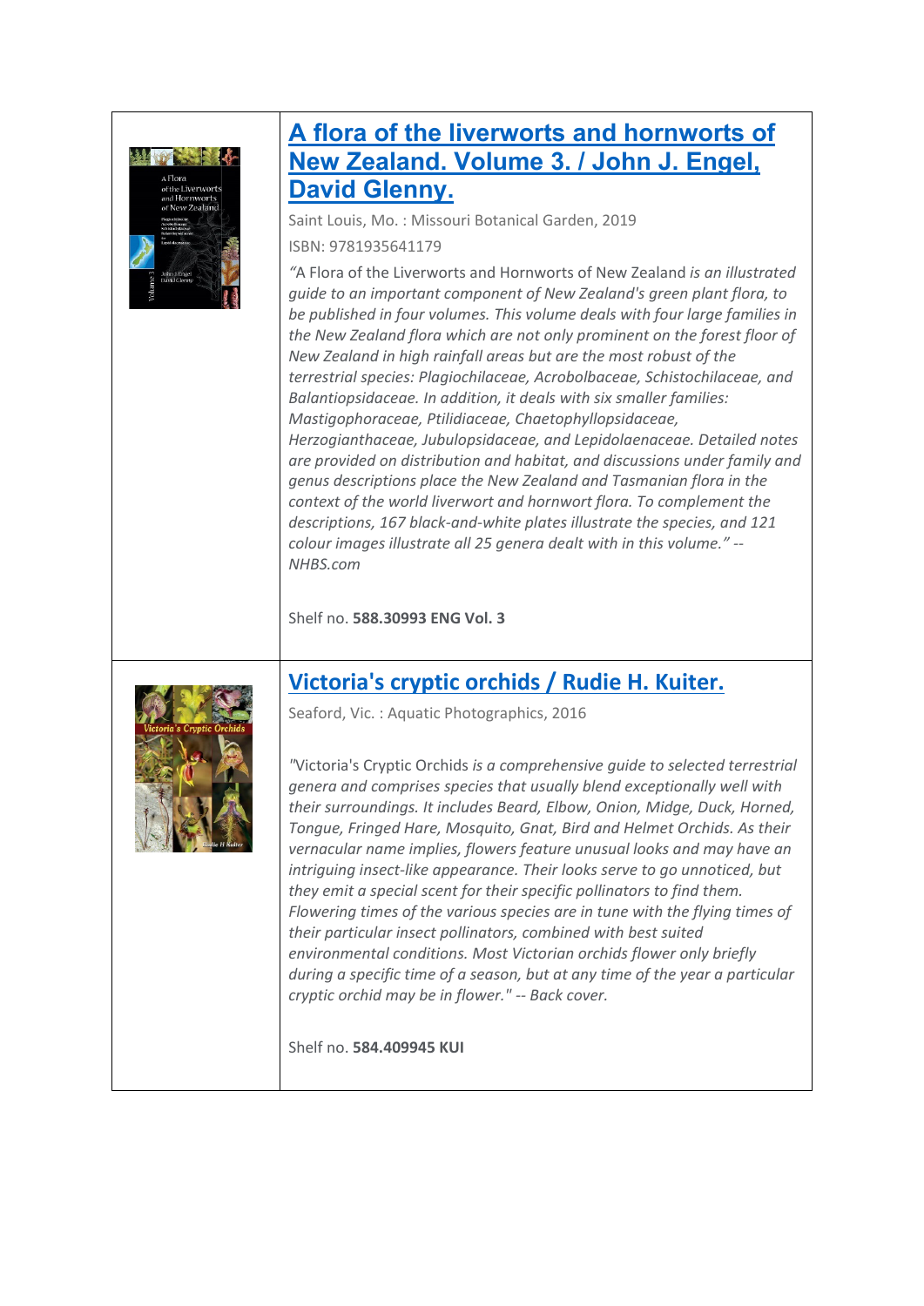## [A flora of the liverworts and hornworts of New Zealand. Volume 3. / John J. Engel, David Glenny.]

Saint Louis, Mo. : Missouri Botanical Garden, 2019

ISBN: 9781935641179

"A Flora of the Liverworts and Hornworts of New Zealand *is an illustrated guide to an important component of New Zealand's green plant flora, to be published in four volumes. This volume deals with four large families in the New Zealand flora which are not only prominent on the forest floor of New Zealand in high rainfall areas but are the most robust of the terrestrial species: Plagiochilaceae, Acrobolbaceae, Schistochilaceae, and Balantiopsidaceae. In addition, it deals with six smaller families: Mastigophoraceae, Ptilidiaceae, Chaetophyllopsidaceae, Herzogianthaceae, Jubulopsidaceae, and Lepidolaenaceae. Detailed notes are provided on distribution and habitat, and discussions under family and genus descriptions place the New Zealand and Tasmanian flora in the context of the world liverwort and hornwort flora. To complement the descriptions, 167 black-and-white plates illustrate the species, and 121 colour images illustrate all 25 genera dealt with in this volume." -- NHBS.com*

Shelf no. **588.30993 ENG Vol. 3**

## [Victoria's cryptic orchids / Rudie H. Kuiter.]

Seaford, Vic. : Aquatic Photographics, 2016

"Victoria's Cryptic Orchids *is a comprehensive guide to selected terrestrial genera and comprises species that usually blend exceptionally well with their surroundings. It includes Beard, Elbow, Onion, Midge, Duck, Horned, Tongue, Fringed Hare, Mosquito, Gnat, Bird and Helmet Orchids. As their vernacular name implies, flowers feature unusual looks and may have an intriguing insect-like appearance. Their looks serve to go unnoticed, but they emit a special scent for their specific pollinators to find them. Flowering times of the various species are in tune with the flying times of their particular insect pollinators, combined with best suited environmental conditions. Most Victorian orchids flower only briefly during a specific time of a season, but at any time of the year a particular cryptic orchid may be in flower." -- Back cover.*

Shelf no. **584.409945 KUI**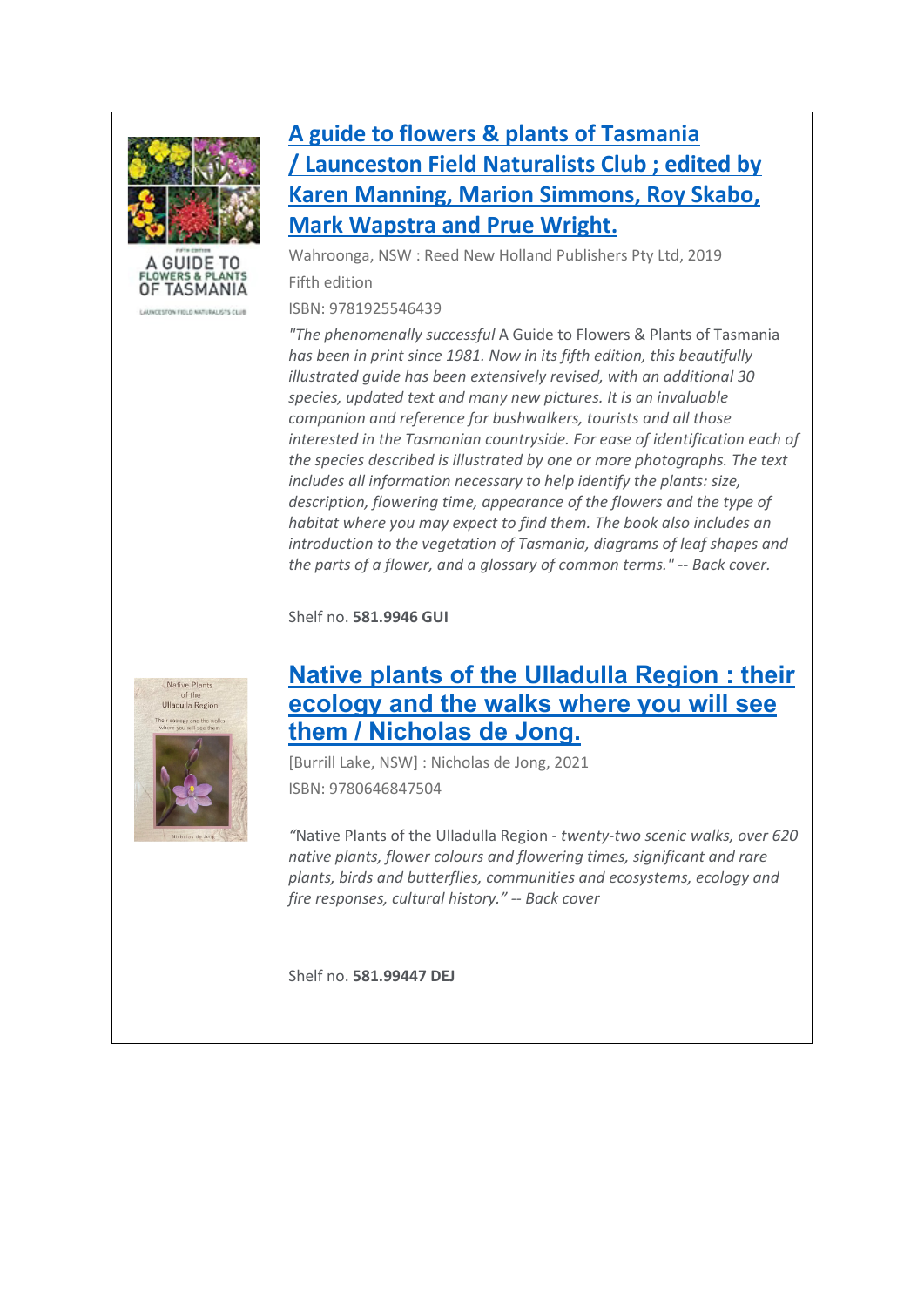## [A guide to flowers & plants of Tasmania / Launceston Field Naturalists Club ; edited by Karen Manning, Marion Simmons, Roy Skabo, Mark Wapstra and Prue Wright.]

Wahroonga, NSW : Reed New Holland Publishers Pty Ltd, 2019

Fifth edition

ISBN: 9781925546439

*"The phenomenally successful* A Guide to Flowers & Plants of Tasmania *has been in print since 1981. Now in its fifth edition, this beautifully illustrated guide has been extensively revised, with an additional 30 species, updated text and many new pictures. It is an invaluable companion and reference for bushwalkers, tourists and all those interested in the Tasmanian countryside. For ease of identification each of the species described is illustrated by one or more photographs. The text includes all information necessary to help identify the plants: size, description, flowering time, appearance of the flowers and the type of habitat where you may expect to find them. The book also includes an introduction to the vegetation of Tasmania, diagrams of leaf shapes and the parts of a flower, and a glossary of common terms." -- Back cover.*

Shelf no. **581.9946 GUI**

## [Native plants of the Ulladulla Region : their ecology and the walks where you will see them / Nicholas de Jong.]

[Burrill Lake, NSW] : Nicholas de Jong, 2021

ISBN: 9780646847504

"Native Plants of the Ulladulla Region - *twenty-two scenic walks, over 620 native plants, flower colours and flowering times, significant and rare plants, birds and butterflies, communities and ecosystems, ecology and fire responses, cultural history." -- Back cover*

Shelf no. **581.99447 DEJ**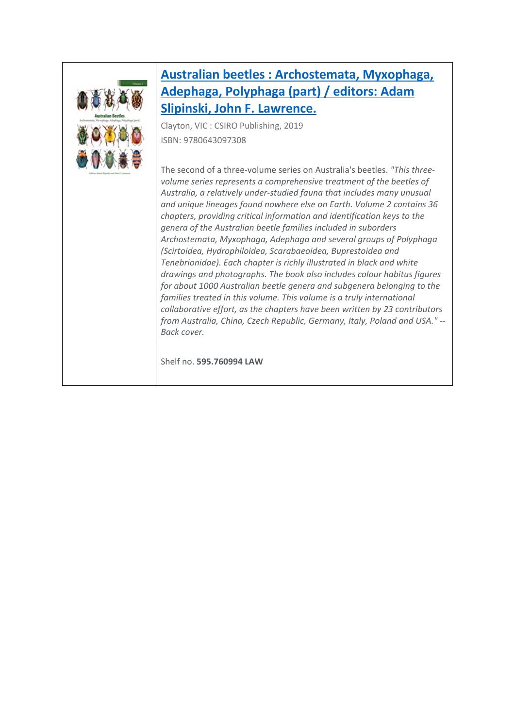## [Australian beetles : Archostemata, Myxophaga, Adephaga, Polyphaga (part) / editors: Adam Slipinski, John F. Lawrence.]

Clayton, VIC : CSIRO Publishing, 2019

ISBN: 9780643097308

The second of a three-volume series on Australia's beetles. *"This three-volume series represents a comprehensive treatment of the beetles of Australia, a relatively under-studied fauna that includes many unusual and unique lineages found nowhere else on Earth. Volume 2 contains 36 chapters, providing critical information and identification keys to the genera of the Australian beetle families included in suborders Archostemata, Myxophaga, Adephaga and several groups of Polyphaga (Scirtoidea, Hydrophiloidea, Scarabaeoidea, Buprestoidea and Tenebrionidae). Each chapter is richly illustrated in black and white drawings and photographs. The book also includes colour habitus figures for about 1000 Australian beetle genera and subgenera belonging to the families treated in this volume. This volume is a truly international collaborative effort, as the chapters have been written by 23 contributors from Australia, China, Czech Republic, Germany, Italy, Poland and USA." -- Back cover.*

Shelf no. **595.760994 LAW**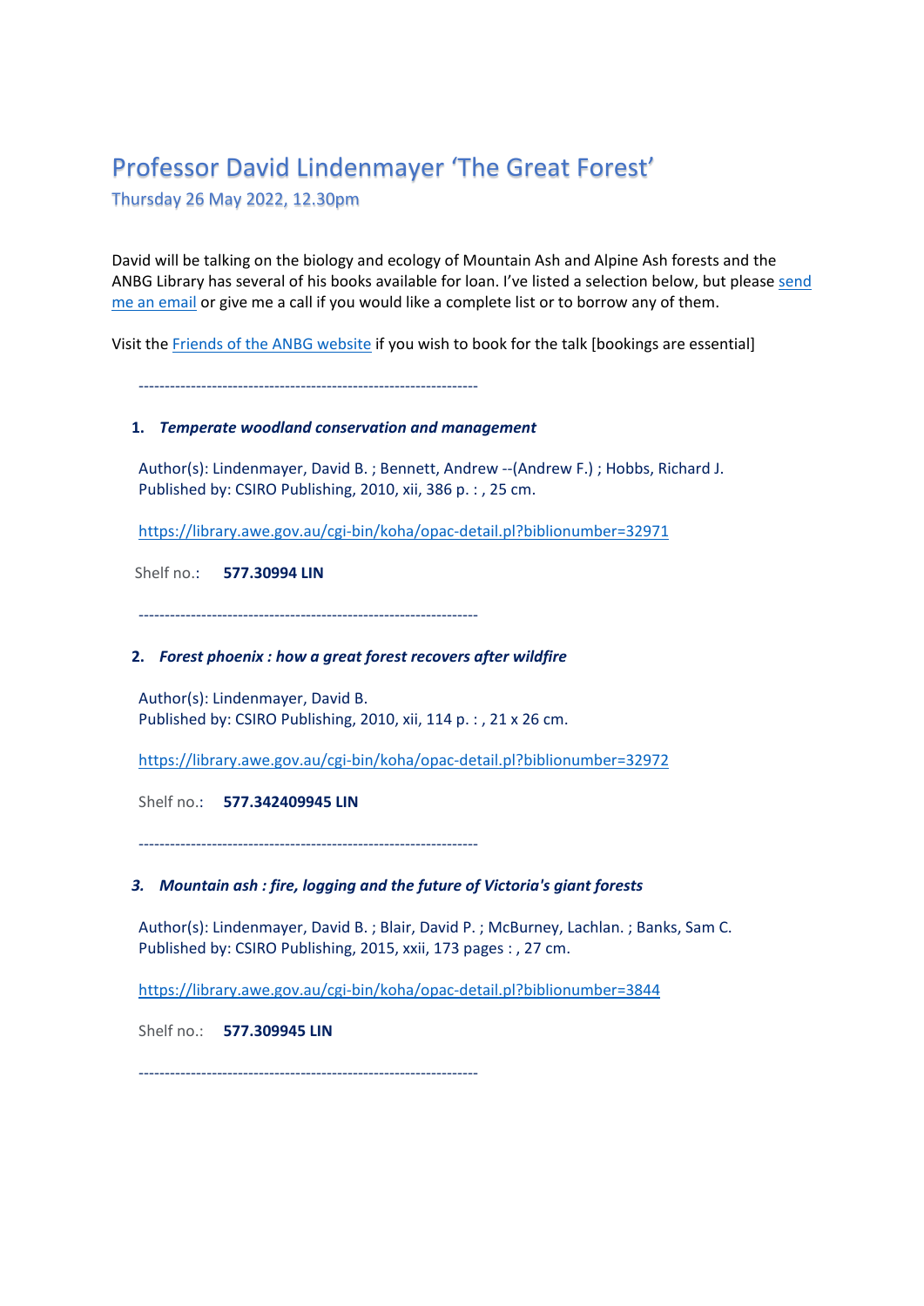# Professor David Lindenmayer 'The Great Forest'

## Thursday 26 May 2022, 12.30pm

David will be talking on the biology and ecology of Mountain Ash and Alpine Ash forests and the ANBG Library has several of his books available for loan. I've listed a selection below, but please send me an email or give me a call if you would like a complete list or to borrow any of them.

Visit the Friends of the ANBG website if you wish to book for the talk [bookings are essential]

----------------------------------------------------------------

1. ***Temperate woodland conservation and management***

   Author(s): Lindenmayer, David B. ; Bennett, Andrew --(Andrew F.) ; Hobbs, Richard J.
   Published by: CSIRO Publishing, 2010, xii, 386 p. : , 25 cm.

   https://library.awe.gov.au/cgi-bin/koha/opac-detail.pl?biblionumber=32971

   Shelf no.: **577.30994 LIN**

----------------------------------------------------------------

2. ***Forest phoenix : how a great forest recovers after wildfire***

   Author(s): Lindenmayer, David B.
   Published by: CSIRO Publishing, 2010, xii, 114 p. : , 21 x 26 cm.

   https://library.awe.gov.au/cgi-bin/koha/opac-detail.pl?biblionumber=32972

   Shelf no.: **577.342409945 LIN**

----------------------------------------------------------------

3. ***Mountain ash : fire, logging and the future of Victoria's giant forests***

   Author(s): Lindenmayer, David B. ; Blair, David P. ; McBurney, Lachlan. ; Banks, Sam C.
   Published by: CSIRO Publishing, 2015, xxii, 173 pages : , 27 cm.

   https://library.awe.gov.au/cgi-bin/koha/opac-detail.pl?biblionumber=3844

   Shelf no.: **577.309945 LIN**

----------------------------------------------------------------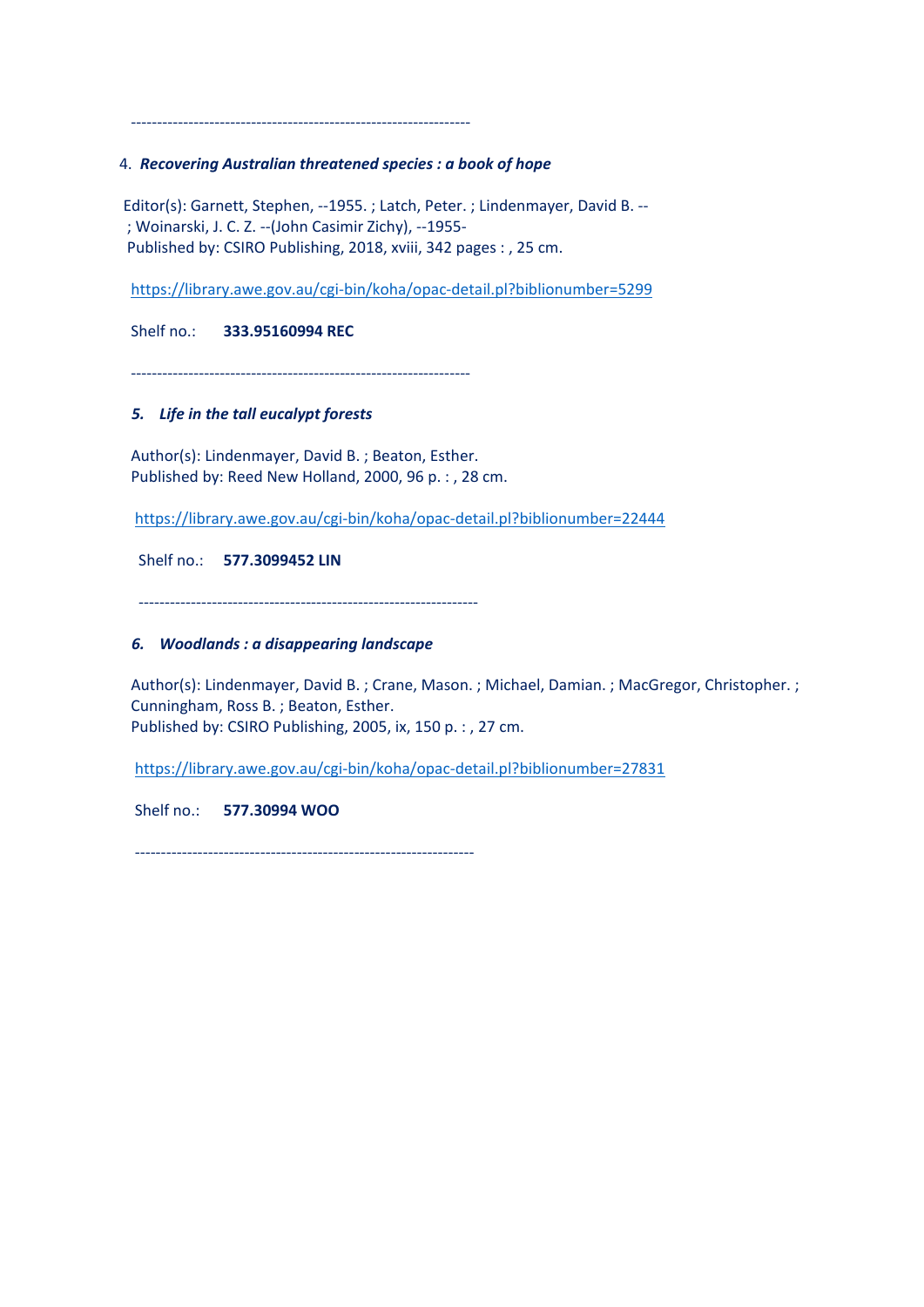-----------------------------------------------------------------

4. ***Recovering Australian threatened species : a book of hope***

Editor(s): Garnett, Stephen, --1955. ; Latch, Peter. ; Lindenmayer, David B. -- ; Woinarski, J. C. Z. --(John Casimir Zichy), --1955-
Published by: CSIRO Publishing, 2018, xviii, 342 pages : , 25 cm.

https://library.awe.gov.au/cgi-bin/koha/opac-detail.pl?biblionumber=5299

Shelf no.: **333.95160994 REC**

-----------------------------------------------------------------

5. ***Life in the tall eucalypt forests***

Author(s): Lindenmayer, David B. ; Beaton, Esther.
Published by: Reed New Holland, 2000, 96 p. : , 28 cm.

https://library.awe.gov.au/cgi-bin/koha/opac-detail.pl?biblionumber=22444

Shelf no.: **577.3099452 LIN**

-----------------------------------------------------------------

6. ***Woodlands : a disappearing landscape***

Author(s): Lindenmayer, David B. ; Crane, Mason. ; Michael, Damian. ; MacGregor, Christopher. ; Cunningham, Ross B. ; Beaton, Esther.
Published by: CSIRO Publishing, 2005, ix, 150 p. : , 27 cm.

https://library.awe.gov.au/cgi-bin/koha/opac-detail.pl?biblionumber=27831

Shelf no.: **577.30994 WOO**

-----------------------------------------------------------------